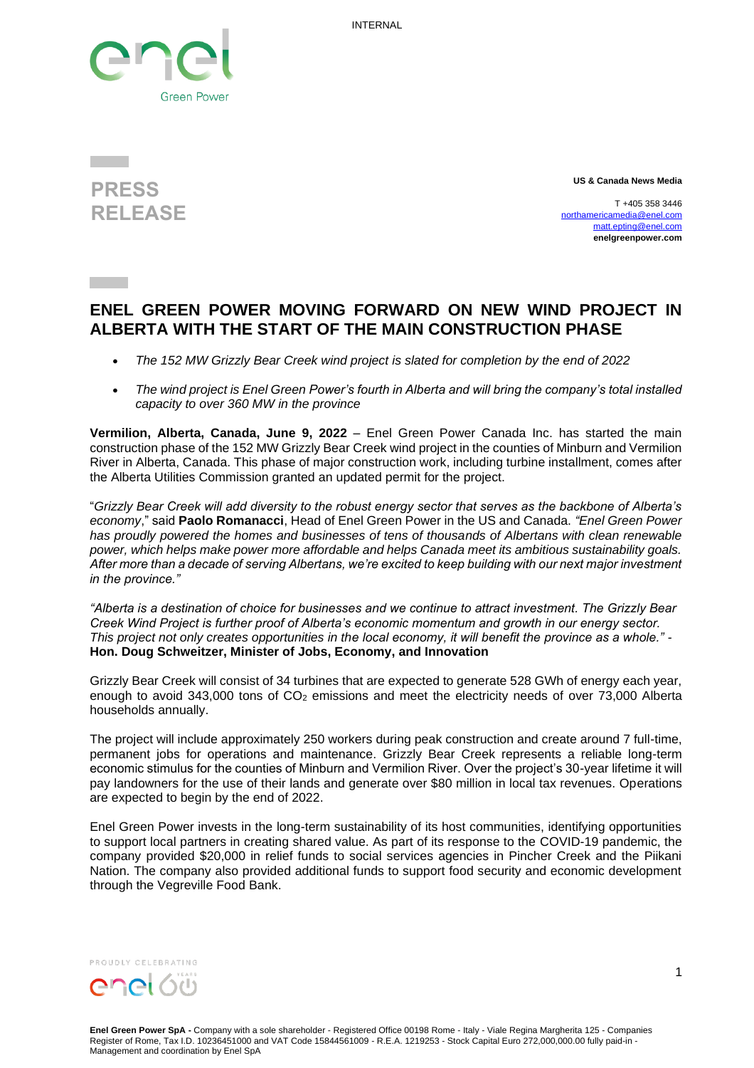INTERNAL

**PRESS RELEASE**

**US & Canada News Media**

T +405 358 3446
[northamericamedia@enel.com](mailto:northamericamedia@enel.com)
[matt.epting@enel.com](mailto:matt.epting@enel.com)
**enelgreenpower.com**

# ENEL GREEN POWER MOVING FORWARD ON NEW WIND PROJECT IN ALBERTA WITH THE START OF THE MAIN CONSTRUCTION PHASE

- *The 152 MW Grizzly Bear Creek wind project is slated for completion by the end of 2022*
- *The wind project is Enel Green Power's fourth in Alberta and will bring the company's total installed capacity to over 360 MW in the province*

**Vermilion, Alberta, Canada, June 9, 2022** – Enel Green Power Canada Inc. has started the main construction phase of the 152 MW Grizzly Bear Creek wind project in the counties of Minburn and Vermilion River in Alberta, Canada. This phase of major construction work, including turbine installment, comes after the Alberta Utilities Commission granted an updated permit for the project.

"*Grizzly Bear Creek will add diversity to the robust energy sector that serves as the backbone of Alberta's economy*," said **Paolo Romanacci**, Head of Enel Green Power in the US and Canada. *"Enel Green Power has proudly powered the homes and businesses of tens of thousands of Albertans with clean renewable power, which helps make power more affordable and helps Canada meet its ambitious sustainability goals. After more than a decade of serving Albertans, we're excited to keep building with our next major investment in the province."*

*"Alberta is a destination of choice for businesses and we continue to attract investment. The Grizzly Bear Creek Wind Project is further proof of Alberta's economic momentum and growth in our energy sector. This project not only creates opportunities in the local economy, it will benefit the province as a whole." -* **Hon. Doug Schweitzer, Minister of Jobs, Economy, and Innovation**

Grizzly Bear Creek will consist of 34 turbines that are expected to generate 528 GWh of energy each year, enough to avoid 343,000 tons of $CO_2$ emissions and meet the electricity needs of over 73,000 Alberta households annually.

The project will include approximately 250 workers during peak construction and create around 7 full-time, permanent jobs for operations and maintenance. Grizzly Bear Creek represents a reliable long-term economic stimulus for the counties of Minburn and Vermilion River. Over the project's 30-year lifetime it will pay landowners for the use of their lands and generate over $80 million in local tax revenues. Operations are expected to begin by the end of 2022.

Enel Green Power invests in the long-term sustainability of its host communities, identifying opportunities to support local partners in creating shared value. As part of its response to the COVID-19 pandemic, the company provided $20,000 in relief funds to social services agencies in Pincher Creek and the Piikani Nation. The company also provided additional funds to support food security and economic development through the Vegreville Food Bank.

**Enel Green Power SpA -** Company with a sole shareholder - Registered Office 00198 Rome - Italy - Viale Regina Margherita 125 - Companies Register of Rome, Tax I.D. 10236451000 and VAT Code 15844561009 - R.E.A. 1219253 - Stock Capital Euro 272,000,000.00 fully paid-in - Management and coordination by Enel SpA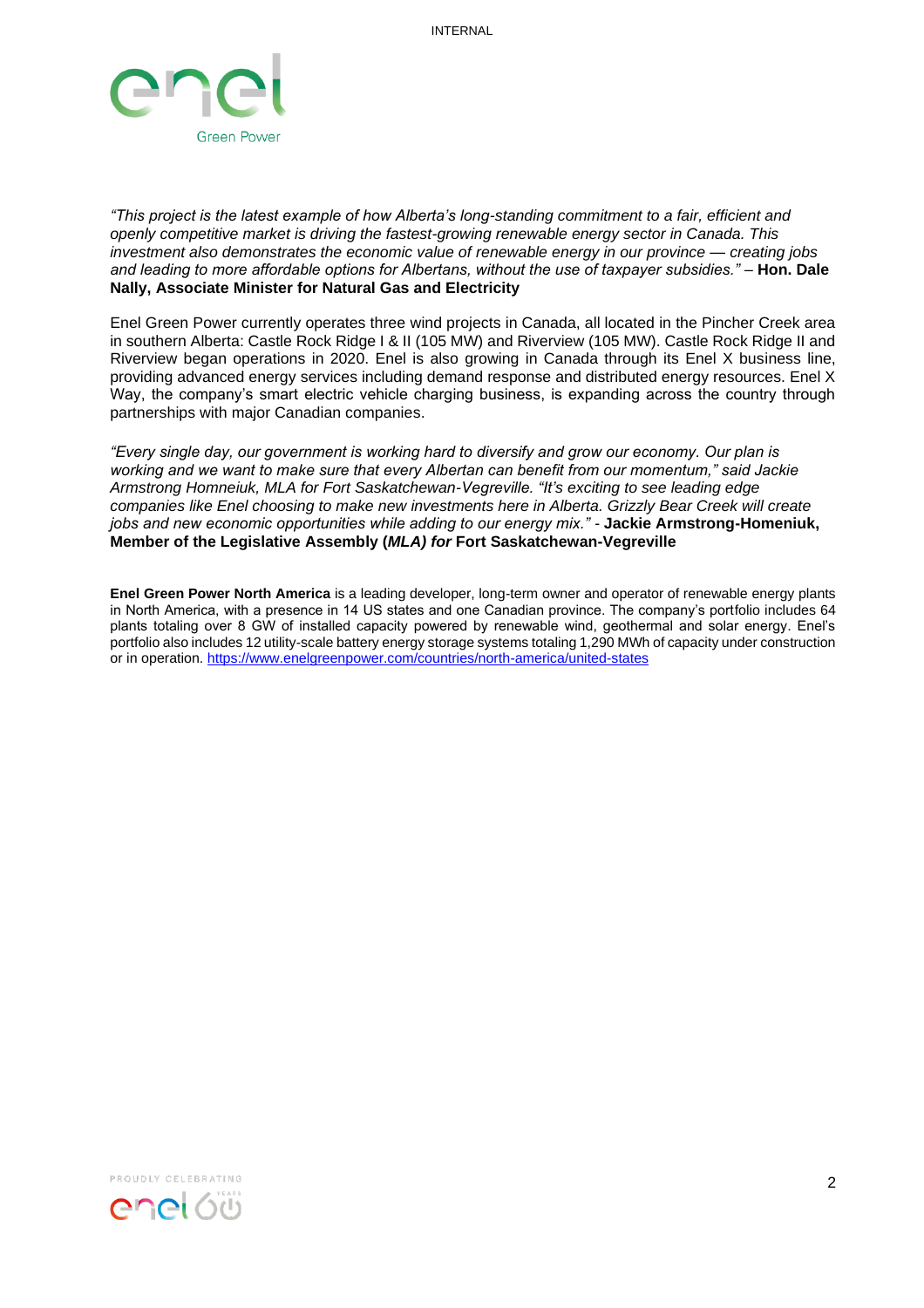*"This project is the latest example of how Alberta's long-standing commitment to a fair, efficient and openly competitive market is driving the fastest-growing renewable energy sector in Canada. This investment also demonstrates the economic value of renewable energy in our province — creating jobs and leading to more affordable options for Albertans, without the use of taxpayer subsidies."* – **Hon. Dale Nally, Associate Minister for Natural Gas and Electricity**

Enel Green Power currently operates three wind projects in Canada, all located in the Pincher Creek area in southern Alberta: Castle Rock Ridge I & II (105 MW) and Riverview (105 MW). Castle Rock Ridge II and Riverview began operations in 2020. Enel is also growing in Canada through its Enel X business line, providing advanced energy services including demand response and distributed energy resources. Enel X Way, the company's smart electric vehicle charging business, is expanding across the country through partnerships with major Canadian companies.

*"Every single day, our government is working hard to diversify and grow our economy. Our plan is working and we want to make sure that every Albertan can benefit from our momentum," said Jackie Armstrong Homneiuk, MLA for Fort Saskatchewan-Vegreville. "It's exciting to see leading edge companies like Enel choosing to make new investments here in Alberta. Grizzly Bear Creek will create jobs and new economic opportunities while adding to our energy mix."* - **Jackie Armstrong-Homeniuk, Member of the Legislative Assembly (*MLA) for* Fort Saskatchewan-Vegreville**

**Enel Green Power North America** is a leading developer, long-term owner and operator of renewable energy plants in North America, with a presence in 14 US states and one Canadian province. The company's portfolio includes 64 plants totaling over 8 GW of installed capacity powered by renewable wind, geothermal and solar energy. Enel's portfolio also includes 12 utility-scale battery energy storage systems totaling 1,290 MWh of capacity under construction or in operation. https://www.enelgreenpower.com/countries/north-america/united-states